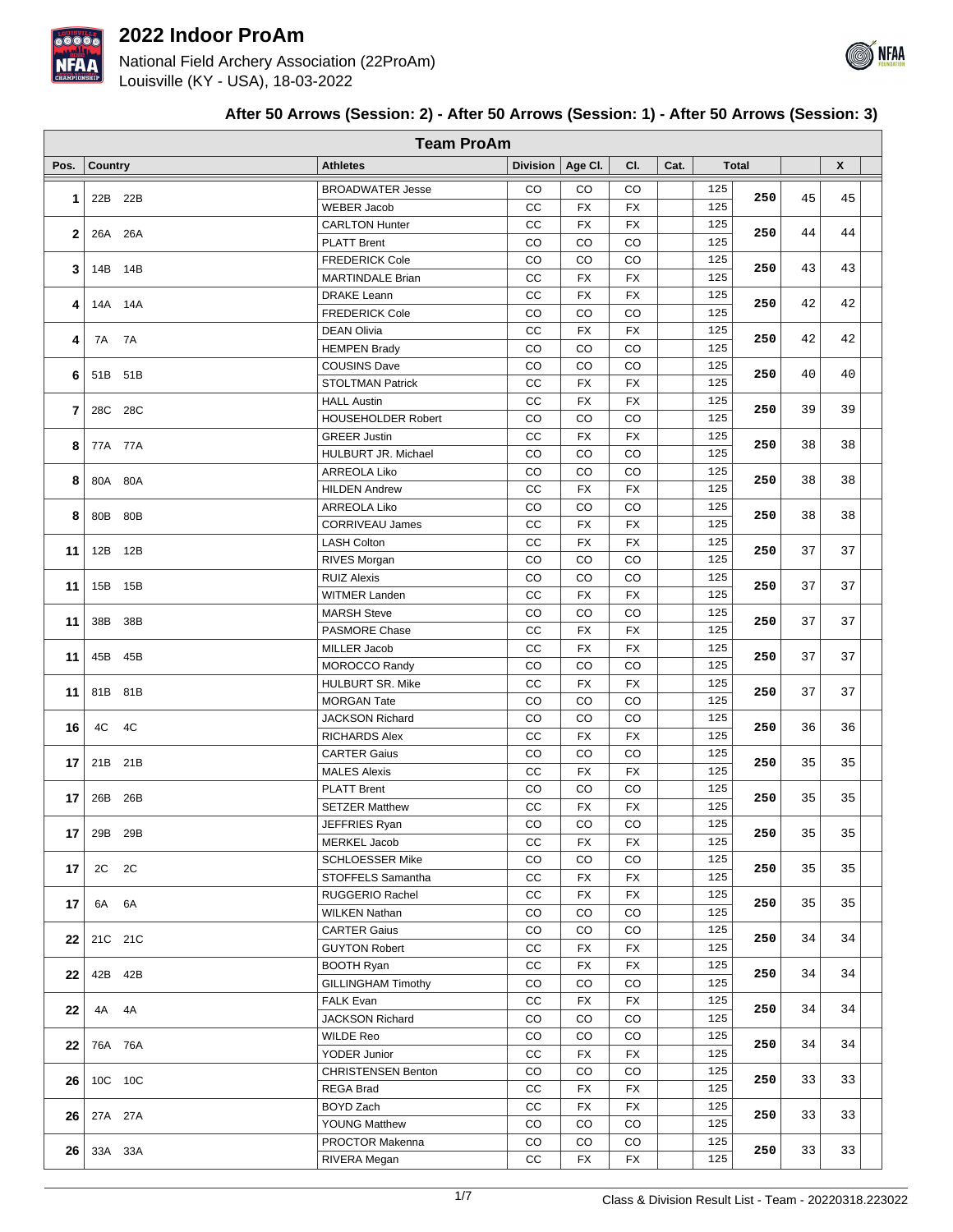# 2022 Indoor ProAm

National Field Archery Association (22ProAm)
Louisville (KY - USA), 18-03-2022

## After 50 Arrows (Session: 2) - After 50 Arrows (Session: 1) - After 50 Arrows (Session: 3)

**Team ProAm**

| Pos. | Country | Athletes | Division | Age Cl. | Cl. | Cat. | Total | | | X |
|---|---|---|---|---|---|---|---|---|---|---|
| 1 | 22B 22B | BROADWATER Jesse | CO | CO | CO | | 125 | 250 | 45 | 45 |
| | | WEBER Jacob | CC | FX | FX | | 125 | | | |
| 2 | 26A 26A | CARLTON Hunter | CC | FX | FX | | 125 | 250 | 44 | 44 |
| | | PLATT Brent | CO | CO | CO | | 125 | | | |
| 3 | 14B 14B | FREDERICK Cole | CO | CO | CO | | 125 | 250 | 43 | 43 |
| | | MARTINDALE Brian | CC | FX | FX | | 125 | | | |
| 4 | 14A 14A | DRAKE Leann | CC | FX | FX | | 125 | 250 | 42 | 42 |
| | | FREDERICK Cole | CO | CO | CO | | 125 | | | |
| 4 | 7A 7A | DEAN Olivia | CC | FX | FX | | 125 | 250 | 42 | 42 |
| | | HEMPEN Brady | CO | CO | CO | | 125 | | | |
| 6 | 51B 51B | COUSINS Dave | CO | CO | CO | | 125 | 250 | 40 | 40 |
| | | STOLTMAN Patrick | CC | FX | FX | | 125 | | | |
| 7 | 28C 28C | HALL Austin | CC | FX | FX | | 125 | 250 | 39 | 39 |
| | | HOUSEHOLDER Robert | CO | CO | CO | | 125 | | | |
| 8 | 77A 77A | GREER Justin | CC | FX | FX | | 125 | 250 | 38 | 38 |
| | | HULBURT JR. Michael | CO | CO | CO | | 125 | | | |
| 8 | 80A 80A | ARREOLA Liko | CO | CO | CO | | 125 | 250 | 38 | 38 |
| | | HILDEN Andrew | CC | FX | FX | | 125 | | | |
| 8 | 80B 80B | ARREOLA Liko | CO | CO | CO | | 125 | 250 | 38 | 38 |
| | | CORRIVEAU James | CC | FX | FX | | 125 | | | |
| 11 | 12B 12B | LASH Colton | CC | FX | FX | | 125 | 250 | 37 | 37 |
| | | RIVES Morgan | CO | CO | CO | | 125 | | | |
| 11 | 15B 15B | RUIZ Alexis | CO | CO | CO | | 125 | 250 | 37 | 37 |
| | | WITMER Landen | CC | FX | FX | | 125 | | | |
| 11 | 38B 38B | MARSH Steve | CO | CO | CO | | 125 | 250 | 37 | 37 |
| | | PASMORE Chase | CC | FX | FX | | 125 | | | |
| 11 | 45B 45B | MILLER Jacob | CC | FX | FX | | 125 | 250 | 37 | 37 |
| | | MOROCCO Randy | CO | CO | CO | | 125 | | | |
| 11 | 81B 81B | HULBURT SR. Mike | CC | FX | FX | | 125 | 250 | 37 | 37 |
| | | MORGAN Tate | CO | CO | CO | | 125 | | | |
| 16 | 4C 4C | JACKSON Richard | CO | CO | CO | | 125 | 250 | 36 | 36 |
| | | RICHARDS Alex | CC | FX | FX | | 125 | | | |
| 17 | 21B 21B | CARTER Gaius | CO | CO | CO | | 125 | 250 | 35 | 35 |
| | | MALES Alexis | CC | FX | FX | | 125 | | | |
| 17 | 26B 26B | PLATT Brent | CO | CO | CO | | 125 | 250 | 35 | 35 |
| | | SETZER Matthew | CC | FX | FX | | 125 | | | |
| 17 | 29B 29B | JEFFRIES Ryan | CO | CO | CO | | 125 | 250 | 35 | 35 |
| | | MERKEL Jacob | CC | FX | FX | | 125 | | | |
| 17 | 2C 2C | SCHLOESSER Mike | CO | CO | CO | | 125 | 250 | 35 | 35 |
| | | STOFFELS Samantha | CC | FX | FX | | 125 | | | |
| 17 | 6A 6A | RUGGERIO Rachel | CC | FX | FX | | 125 | 250 | 35 | 35 |
| | | WILKEN Nathan | CO | CO | CO | | 125 | | | |
| 22 | 21C 21C | CARTER Gaius | CO | CO | CO | | 125 | 250 | 34 | 34 |
| | | GUYTON Robert | CC | FX | FX | | 125 | | | |
| 22 | 42B 42B | BOOTH Ryan | CC | FX | FX | | 125 | 250 | 34 | 34 |
| | | GILLINGHAM Timothy | CO | CO | CO | | 125 | | | |
| 22 | 4A 4A | FALK Evan | CC | FX | FX | | 125 | 250 | 34 | 34 |
| | | JACKSON Richard | CO | CO | CO | | 125 | | | |
| 22 | 76A 76A | WILDE Reo | CO | CO | CO | | 125 | 250 | 34 | 34 |
| | | YODER Junior | CC | FX | FX | | 125 | | | |
| 26 | 10C 10C | CHRISTENSEN Benton | CO | CO | CO | | 125 | 250 | 33 | 33 |
| | | REGA Brad | CC | FX | FX | | 125 | | | |
| 26 | 27A 27A | BOYD Zach | CC | FX | FX | | 125 | 250 | 33 | 33 |
| | | YOUNG Matthew | CO | CO | CO | | 125 | | | |
| 26 | 33A 33A | PROCTOR Makenna | CO | CO | CO | | 125 | 250 | 33 | 33 |
| | | RIVERA Megan | CC | FX | FX | | 125 | | | |

Class & Division Result List - Team - 20220318.223022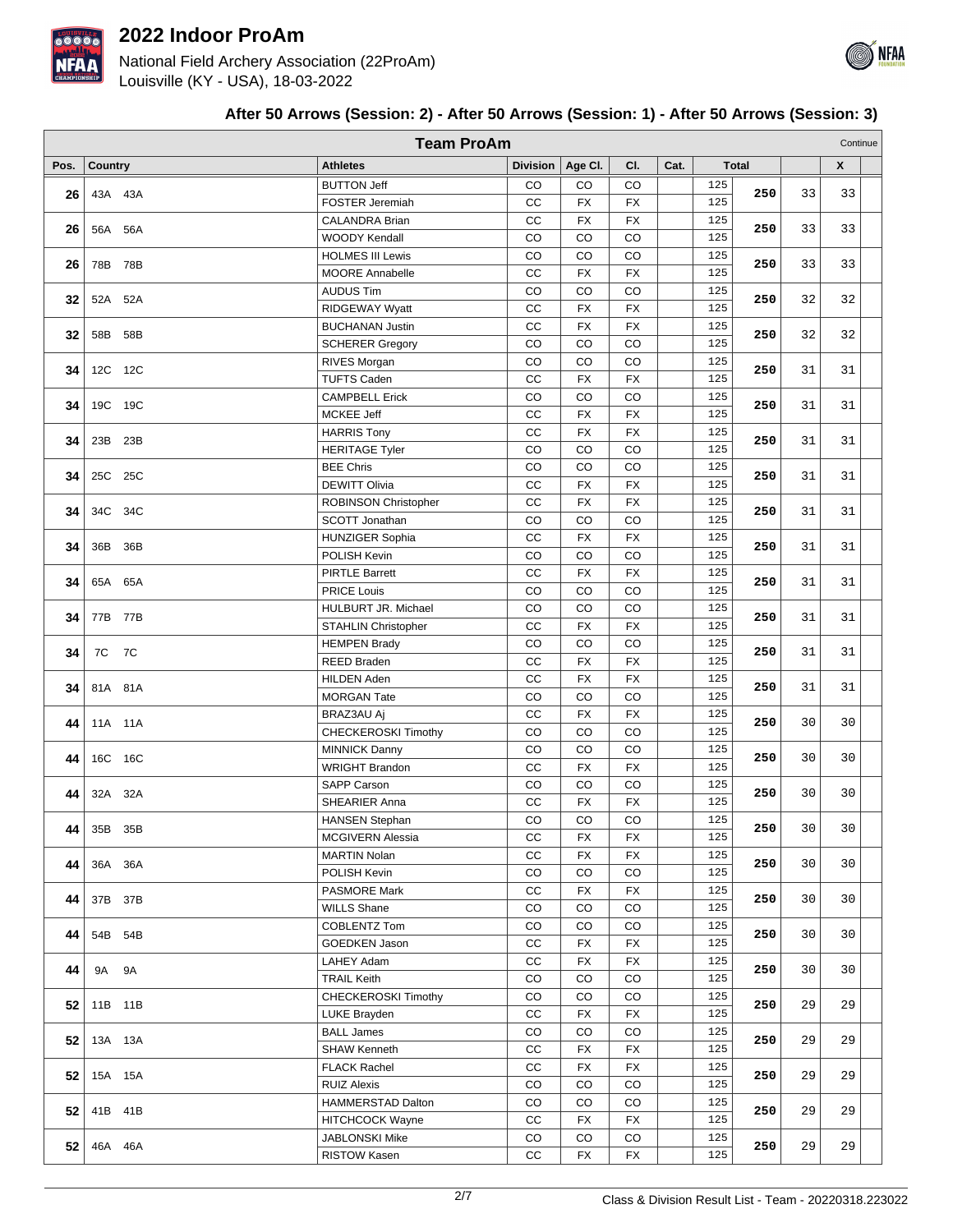# 2022 Indoor ProAm

National Field Archery Association (22ProAm)
Louisville (KY - USA), 18-03-2022

### After 50 Arrows (Session: 2) - After 50 Arrows (Session: 1) - After 50 Arrows (Session: 3)

**Team ProAm** Continue

| Pos. | Country | Athletes | Division | Age Cl. | Cl. | Cat. | Total | | | X |
|---|---|---|---|---|---|---|---|---|---|---|
| 26 | 43A 43A | BUTTON Jeff | CO | CO | CO | | 125 | 250 | 33 | 33 |
| | | FOSTER Jeremiah | CC | FX | FX | | 125 | | | |
| 26 | 56A 56A | CALANDRA Brian | CC | FX | FX | | 125 | 250 | 33 | 33 |
| | | WOODY Kendall | CO | CO | CO | | 125 | | | |
| 26 | 78B 78B | HOLMES III Lewis | CO | CO | CO | | 125 | 250 | 33 | 33 |
| | | MOORE Annabelle | CC | FX | FX | | 125 | | | |
| 32 | 52A 52A | AUDUS Tim | CO | CO | CO | | 125 | 250 | 32 | 32 |
| | | RIDGEWAY Wyatt | CC | FX | FX | | 125 | | | |
| 32 | 58B 58B | BUCHANAN Justin | CC | FX | FX | | 125 | 250 | 32 | 32 |
| | | SCHERER Gregory | CO | CO | CO | | 125 | | | |
| 34 | 12C 12C | RIVES Morgan | CO | CO | CO | | 125 | 250 | 31 | 31 |
| | | TUFTS Caden | CC | FX | FX | | 125 | | | |
| 34 | 19C 19C | CAMPBELL Erick | CO | CO | CO | | 125 | 250 | 31 | 31 |
| | | MCKEE Jeff | CC | FX | FX | | 125 | | | |
| 34 | 23B 23B | HARRIS Tony | CC | FX | FX | | 125 | 250 | 31 | 31 |
| | | HERITAGE Tyler | CO | CO | CO | | 125 | | | |
| 34 | 25C 25C | BEE Chris | CO | CO | CO | | 125 | 250 | 31 | 31 |
| | | DEWITT Olivia | CC | FX | FX | | 125 | | | |
| 34 | 34C 34C | ROBINSON Christopher | CC | FX | FX | | 125 | 250 | 31 | 31 |
| | | SCOTT Jonathan | CO | CO | CO | | 125 | | | |
| 34 | 36B 36B | HUNZIGER Sophia | CC | FX | FX | | 125 | 250 | 31 | 31 |
| | | POLISH Kevin | CO | CO | CO | | 125 | | | |
| 34 | 65A 65A | PIRTLE Barrett | CC | FX | FX | | 125 | 250 | 31 | 31 |
| | | PRICE Louis | CO | CO | CO | | 125 | | | |
| 34 | 77B 77B | HULBURT JR. Michael | CO | CO | CO | | 125 | 250 | 31 | 31 |
| | | STAHLIN Christopher | CC | FX | FX | | 125 | | | |
| 34 | 7C 7C | HEMPEN Brady | CO | CO | CO | | 125 | 250 | 31 | 31 |
| | | REED Braden | CC | FX | FX | | 125 | | | |
| 34 | 81A 81A | HILDEN Aden | CC | FX | FX | | 125 | 250 | 31 | 31 |
| | | MORGAN Tate | CO | CO | CO | | 125 | | | |
| 44 | 11A 11A | BRAZ3AU Aj | CC | FX | FX | | 125 | 250 | 30 | 30 |
| | | CHECKEROSKI Timothy | CO | CO | CO | | 125 | | | |
| 44 | 16C 16C | MINNICK Danny | CO | CO | CO | | 125 | 250 | 30 | 30 |
| | | WRIGHT Brandon | CC | FX | FX | | 125 | | | |
| 44 | 32A 32A | SAPP Carson | CO | CO | CO | | 125 | 250 | 30 | 30 |
| | | SHEARIER Anna | CC | FX | FX | | 125 | | | |
| 44 | 35B 35B | HANSEN Stephan | CO | CO | CO | | 125 | 250 | 30 | 30 |
| | | MCGIVERN Alessia | CC | FX | FX | | 125 | | | |
| 44 | 36A 36A | MARTIN Nolan | CC | FX | FX | | 125 | 250 | 30 | 30 |
| | | POLISH Kevin | CO | CO | CO | | 125 | | | |
| 44 | 37B 37B | PASMORE Mark | CC | FX | FX | | 125 | 250 | 30 | 30 |
| | | WILLS Shane | CO | CO | CO | | 125 | | | |
| 44 | 54B 54B | COBLENTZ Tom | CO | CO | CO | | 125 | 250 | 30 | 30 |
| | | GOEDKEN Jason | CC | FX | FX | | 125 | | | |
| 44 | 9A 9A | LAHEY Adam | CC | FX | FX | | 125 | 250 | 30 | 30 |
| | | TRAIL Keith | CO | CO | CO | | 125 | | | |
| 52 | 11B 11B | CHECKEROSKI Timothy | CO | CO | CO | | 125 | 250 | 29 | 29 |
| | | LUKE Brayden | CC | FX | FX | | 125 | | | |
| 52 | 13A 13A | BALL James | CO | CO | CO | | 125 | 250 | 29 | 29 |
| | | SHAW Kenneth | CC | FX | FX | | 125 | | | |
| 52 | 15A 15A | FLACK Rachel | CC | FX | FX | | 125 | 250 | 29 | 29 |
| | | RUIZ Alexis | CO | CO | CO | | 125 | | | |
| 52 | 41B 41B | HAMMERSTAD Dalton | CO | CO | CO | | 125 | 250 | 29 | 29 |
| | | HITCHCOCK Wayne | CC | FX | FX | | 125 | | | |
| 52 | 46A 46A | JABLONSKI Mike | CO | CO | CO | | 125 | 250 | 29 | 29 |
| | | RISTOW Kasen | CC | FX | FX | | 125 | | | |

Class & Division Result List - Team - 20220318.223022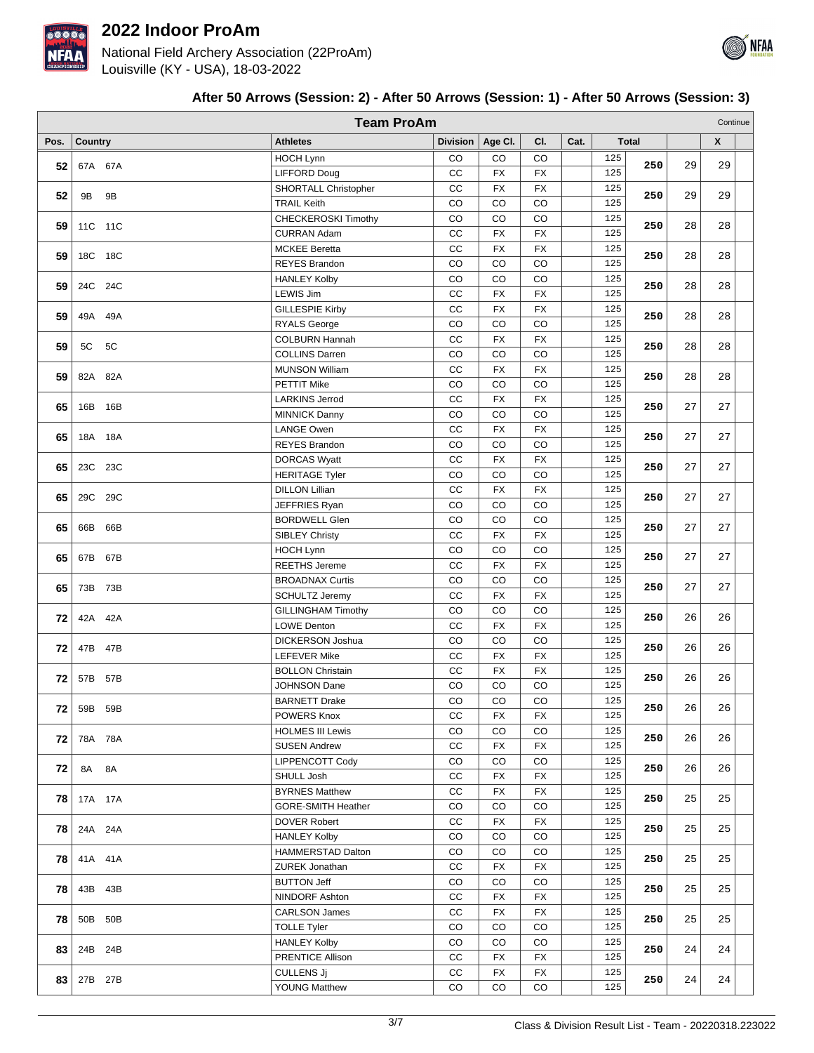# 2022 Indoor ProAm

National Field Archery Association (22ProAm)
Louisville (KY - USA), 18-03-2022

### After 50 Arrows (Session: 2) - After 50 Arrows (Session: 1) - After 50 Arrows (Session: 3)

**Team ProAm** Continue

| Pos. | Country | Athletes | Division | Age Cl. | Cl. | Cat. | Total | | | X |
|---|---|---|---|---|---|---|---|---|---|---|
| 52 | 67A 67A | HOCH Lynn | CO | CO | CO | | 125 | 250 | 29 | 29 |
| | | LIFFORD Doug | CC | FX | FX | | 125 | | | |
| 52 | 9B 9B | SHORTALL Christopher | CC | FX | FX | | 125 | 250 | 29 | 29 |
| | | TRAIL Keith | CO | CO | CO | | 125 | | | |
| 59 | 11C 11C | CHECKEROSKI Timothy | CO | CO | CO | | 125 | 250 | 28 | 28 |
| | | CURRAN Adam | CC | FX | FX | | 125 | | | |
| 59 | 18C 18C | MCKEE Beretta | CC | FX | FX | | 125 | 250 | 28 | 28 |
| | | REYES Brandon | CO | CO | CO | | 125 | | | |
| 59 | 24C 24C | HANLEY Kolby | CO | CO | CO | | 125 | 250 | 28 | 28 |
| | | LEWIS Jim | CC | FX | FX | | 125 | | | |
| 59 | 49A 49A | GILLESPIE Kirby | CC | FX | FX | | 125 | 250 | 28 | 28 |
| | | RYALS George | CO | CO | CO | | 125 | | | |
| 59 | 5C 5C | COLBURN Hannah | CC | FX | FX | | 125 | 250 | 28 | 28 |
| | | COLLINS Darren | CO | CO | CO | | 125 | | | |
| 59 | 82A 82A | MUNSON William | CC | FX | FX | | 125 | 250 | 28 | 28 |
| | | PETTIT Mike | CO | CO | CO | | 125 | | | |
| 65 | 16B 16B | LARKINS Jerrod | CC | FX | FX | | 125 | 250 | 27 | 27 |
| | | MINNICK Danny | CO | CO | CO | | 125 | | | |
| 65 | 18A 18A | LANGE Owen | CC | FX | FX | | 125 | 250 | 27 | 27 |
| | | REYES Brandon | CO | CO | CO | | 125 | | | |
| 65 | 23C 23C | DORCAS Wyatt | CC | FX | FX | | 125 | 250 | 27 | 27 |
| | | HERITAGE Tyler | CO | CO | CO | | 125 | | | |
| 65 | 29C 29C | DILLON Lillian | CC | FX | FX | | 125 | 250 | 27 | 27 |
| | | JEFFRIES Ryan | CO | CO | CO | | 125 | | | |
| 65 | 66B 66B | BORDWELL Glen | CO | CO | CO | | 125 | 250 | 27 | 27 |
| | | SIBLEY Christy | CC | FX | FX | | 125 | | | |
| 65 | 67B 67B | HOCH Lynn | CO | CO | CO | | 125 | 250 | 27 | 27 |
| | | REETHS Jereme | CC | FX | FX | | 125 | | | |
| 65 | 73B 73B | BROADNAX Curtis | CO | CO | CO | | 125 | 250 | 27 | 27 |
| | | SCHULTZ Jeremy | CC | FX | FX | | 125 | | | |
| 72 | 42A 42A | GILLINGHAM Timothy | CO | CO | CO | | 125 | 250 | 26 | 26 |
| | | LOWE Denton | CC | FX | FX | | 125 | | | |
| 72 | 47B 47B | DICKERSON Joshua | CO | CO | CO | | 125 | 250 | 26 | 26 |
| | | LEFEVER Mike | CC | FX | FX | | 125 | | | |
| 72 | 57B 57B | BOLLON Christain | CC | FX | FX | | 125 | 250 | 26 | 26 |
| | | JOHNSON Dane | CO | CO | CO | | 125 | | | |
| 72 | 59B 59B | BARNETT Drake | CO | CO | CO | | 125 | 250 | 26 | 26 |
| | | POWERS Knox | CC | FX | FX | | 125 | | | |
| 72 | 78A 78A | HOLMES III Lewis | CO | CO | CO | | 125 | 250 | 26 | 26 |
| | | SUSEN Andrew | CC | FX | FX | | 125 | | | |
| 72 | 8A 8A | LIPPENCOTT Cody | CO | CO | CO | | 125 | 250 | 26 | 26 |
| | | SHULL Josh | CC | FX | FX | | 125 | | | |
| 78 | 17A 17A | BYRNES Matthew | CC | FX | FX | | 125 | 250 | 25 | 25 |
| | | GORE-SMITH Heather | CO | CO | CO | | 125 | | | |
| 78 | 24A 24A | DOVER Robert | CC | FX | FX | | 125 | 250 | 25 | 25 |
| | | HANLEY Kolby | CO | CO | CO | | 125 | | | |
| 78 | 41A 41A | HAMMERSTAD Dalton | CO | CO | CO | | 125 | 250 | 25 | 25 |
| | | ZUREK Jonathan | CC | FX | FX | | 125 | | | |
| 78 | 43B 43B | BUTTON Jeff | CO | CO | CO | | 125 | 250 | 25 | 25 |
| | | NINDORF Ashton | CC | FX | FX | | 125 | | | |
| 78 | 50B 50B | CARLSON James | CC | FX | FX | | 125 | 250 | 25 | 25 |
| | | TOLLE Tyler | CO | CO | CO | | 125 | | | |
| 83 | 24B 24B | HANLEY Kolby | CO | CO | CO | | 125 | 250 | 24 | 24 |
| | | PRENTICE Allison | CC | FX | FX | | 125 | | | |
| 83 | 27B 27B | CULLENS Jj | CC | FX | FX | | 125 | 250 | 24 | 24 |
| | | YOUNG Matthew | CO | CO | CO | | 125 | | | |

Class & Division Result List - Team - 20220318.223022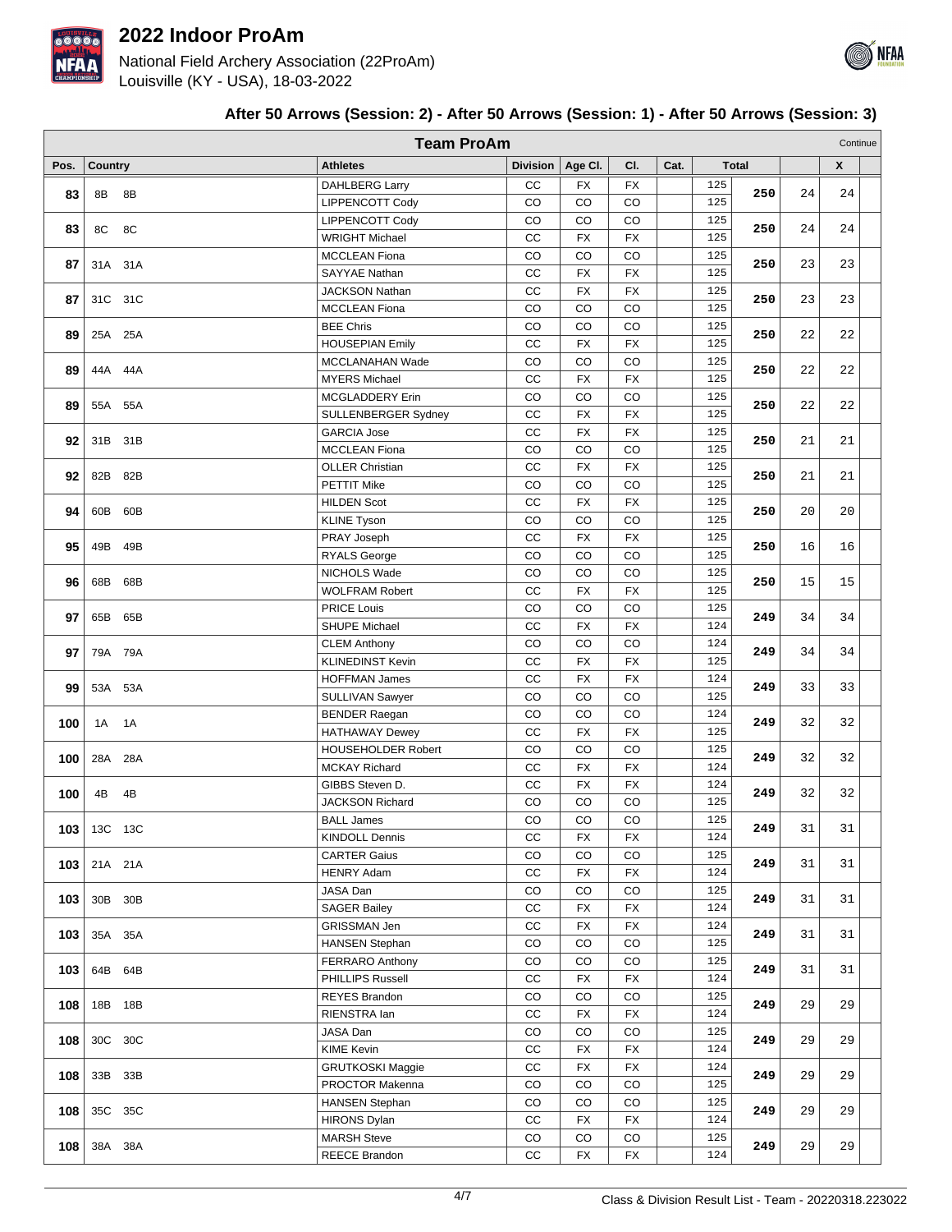# 2022 Indoor ProAm

National Field Archery Association (22ProAm)
Louisville (KY - USA), 18-03-2022

### After 50 Arrows (Session: 2) - After 50 Arrows (Session: 1) - After 50 Arrows (Session: 3)

**Team ProAm** (Continue)

| Pos. | Country | Athletes | Division | Age Cl. | Cl. | Cat. | | Total | | X |
|---|---|---|---|---|---|---|---|---|---|---|
| 83 | 8B 8B | DAHLBERG Larry | CC | FX | FX | | 125 | 250 | 24 | 24 |
| | | LIPPENCOTT Cody | CO | CO | CO | | 125 | | | |
| 83 | 8C 8C | LIPPENCOTT Cody | CO | CO | CO | | 125 | 250 | 24 | 24 |
| | | WRIGHT Michael | CC | FX | FX | | 125 | | | |
| 87 | 31A 31A | MCCLEAN Fiona | CO | CO | CO | | 125 | 250 | 23 | 23 |
| | | SAYYAE Nathan | CC | FX | FX | | 125 | | | |
| 87 | 31C 31C | JACKSON Nathan | CC | FX | FX | | 125 | 250 | 23 | 23 |
| | | MCCLEAN Fiona | CO | CO | CO | | 125 | | | |
| 89 | 25A 25A | BEE Chris | CO | CO | CO | | 125 | 250 | 22 | 22 |
| | | HOUSEPIAN Emily | CC | FX | FX | | 125 | | | |
| 89 | 44A 44A | MCCLANAHAN Wade | CO | CO | CO | | 125 | 250 | 22 | 22 |
| | | MYERS Michael | CC | FX | FX | | 125 | | | |
| 89 | 55A 55A | MCGLADDERY Erin | CO | CO | CO | | 125 | 250 | 22 | 22 |
| | | SULLENBERGER Sydney | CC | FX | FX | | 125 | | | |
| 92 | 31B 31B | GARCIA Jose | CC | FX | FX | | 125 | 250 | 21 | 21 |
| | | MCCLEAN Fiona | CO | CO | CO | | 125 | | | |
| 92 | 82B 82B | OLLER Christian | CC | FX | FX | | 125 | 250 | 21 | 21 |
| | | PETTIT Mike | CO | CO | CO | | 125 | | | |
| 94 | 60B 60B | HILDEN Scot | CC | FX | FX | | 125 | 250 | 20 | 20 |
| | | KLINE Tyson | CO | CO | CO | | 125 | | | |
| 95 | 49B 49B | PRAY Joseph | CC | FX | FX | | 125 | 250 | 16 | 16 |
| | | RYALS George | CO | CO | CO | | 125 | | | |
| 96 | 68B 68B | NICHOLS Wade | CO | CO | CO | | 125 | 250 | 15 | 15 |
| | | WOLFRAM Robert | CC | FX | FX | | 125 | | | |
| 97 | 65B 65B | PRICE Louis | CO | CO | CO | | 125 | 249 | 34 | 34 |
| | | SHUPE Michael | CC | FX | FX | | 124 | | | |
| 97 | 79A 79A | CLEM Anthony | CO | CO | CO | | 124 | 249 | 34 | 34 |
| | | KLINEDINST Kevin | CC | FX | FX | | 125 | | | |
| 99 | 53A 53A | HOFFMAN James | CC | FX | FX | | 124 | 249 | 33 | 33 |
| | | SULLIVAN Sawyer | CO | CO | CO | | 125 | | | |
| 100 | 1A 1A | BENDER Raegan | CO | CO | CO | | 124 | 249 | 32 | 32 |
| | | HATHAWAY Dewey | CC | FX | FX | | 125 | | | |
| 100 | 28A 28A | HOUSEHOLDER Robert | CO | CO | CO | | 125 | 249 | 32 | 32 |
| | | MCKAY Richard | CC | FX | FX | | 124 | | | |
| 100 | 4B 4B | GIBBS Steven D. | CC | FX | FX | | 124 | 249 | 32 | 32 |
| | | JACKSON Richard | CO | CO | CO | | 125 | | | |
| 103 | 13C 13C | BALL James | CO | CO | CO | | 125 | 249 | 31 | 31 |
| | | KINDOLL Dennis | CC | FX | FX | | 124 | | | |
| 103 | 21A 21A | CARTER Gaius | CO | CO | CO | | 125 | 249 | 31 | 31 |
| | | HENRY Adam | CC | FX | FX | | 124 | | | |
| 103 | 30B 30B | JASA Dan | CO | CO | CO | | 125 | 249 | 31 | 31 |
| | | SAGER Bailey | CC | FX | FX | | 124 | | | |
| 103 | 35A 35A | GRISSMAN Jen | CC | FX | FX | | 124 | 249 | 31 | 31 |
| | | HANSEN Stephan | CO | CO | CO | | 125 | | | |
| 103 | 64B 64B | FERRARO Anthony | CO | CO | CO | | 125 | 249 | 31 | 31 |
| | | PHILLIPS Russell | CC | FX | FX | | 124 | | | |
| 108 | 18B 18B | REYES Brandon | CO | CO | CO | | 125 | 249 | 29 | 29 |
| | | RIENSTRA Ian | CC | FX | FX | | 124 | | | |
| 108 | 30C 30C | JASA Dan | CO | CO | CO | | 125 | 249 | 29 | 29 |
| | | KIME Kevin | CC | FX | FX | | 124 | | | |
| 108 | 33B 33B | GRUTKOSKI Maggie | CC | FX | FX | | 124 | 249 | 29 | 29 |
| | | PROCTOR Makenna | CO | CO | CO | | 125 | | | |
| 108 | 35C 35C | HANSEN Stephan | CO | CO | CO | | 125 | 249 | 29 | 29 |
| | | HIRONS Dylan | CC | FX | FX | | 124 | | | |
| 108 | 38A 38A | MARSH Steve | CO | CO | CO | | 125 | 249 | 29 | 29 |
| | | REECE Brandon | CC | FX | FX | | 124 | | | |

Class & Division Result List - Team - 20220318.223022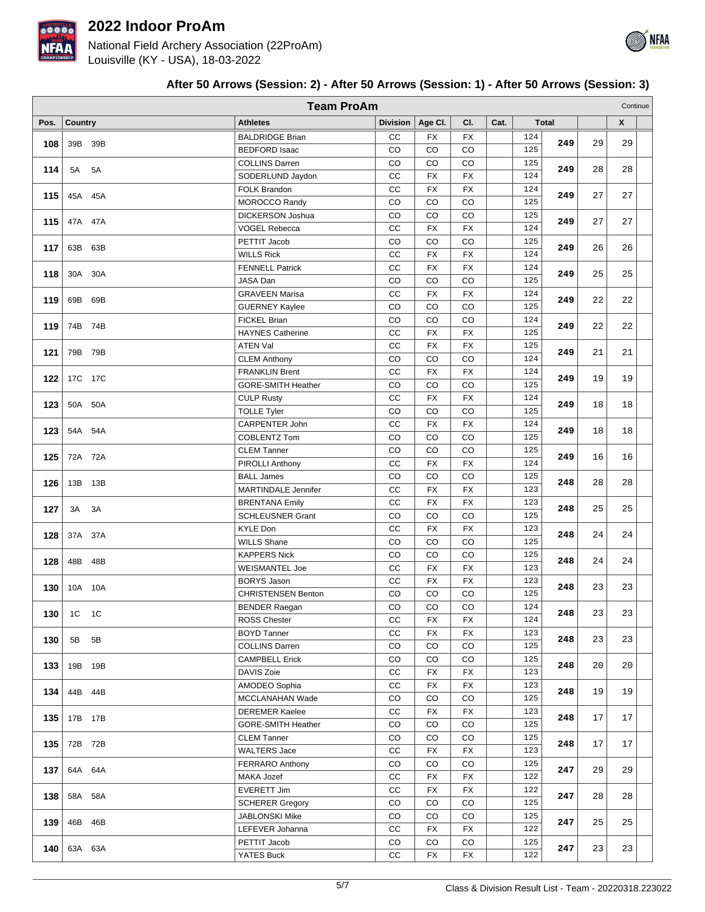# 2022 Indoor ProAm

National Field Archery Association (22ProAm)
Louisville (KY - USA), 18-03-2022

### After 50 Arrows (Session: 2) - After 50 Arrows (Session: 1) - After 50 Arrows (Session: 3)

**Team ProAm** (Continue)

| Pos. | Country | Athletes | Division | Age Cl. | Cl. | Cat. | Total | | | X |
|---|---|---|---|---|---|---|---|---|---|---|
| 108 | 39B 39B | BALDRIDGE Brian | CC | FX | FX | | 124 | 249 | 29 | 29 |
| | | BEDFORD Isaac | CO | CO | CO | | 125 | | | |
| 114 | 5A 5A | COLLINS Darren | CO | CO | CO | | 125 | 249 | 28 | 28 |
| | | SODERLUND Jaydon | CC | FX | FX | | 124 | | | |
| 115 | 45A 45A | FOLK Brandon | CC | FX | FX | | 124 | 249 | 27 | 27 |
| | | MOROCCO Randy | CO | CO | CO | | 125 | | | |
| 115 | 47A 47A | DICKERSON Joshua | CO | CO | CO | | 125 | 249 | 27 | 27 |
| | | VOGEL Rebecca | CC | FX | FX | | 124 | | | |
| 117 | 63B 63B | PETTIT Jacob | CO | CO | CO | | 125 | 249 | 26 | 26 |
| | | WILLS Rick | CC | FX | FX | | 124 | | | |
| 118 | 30A 30A | FENNELL Patrick | CC | FX | FX | | 124 | 249 | 25 | 25 |
| | | JASA Dan | CO | CO | CO | | 125 | | | |
| 119 | 69B 69B | GRAVEEN Marisa | CC | FX | FX | | 124 | 249 | 22 | 22 |
| | | GUERNEY Kaylee | CO | CO | CO | | 125 | | | |
| 119 | 74B 74B | FICKEL Brian | CO | CO | CO | | 124 | 249 | 22 | 22 |
| | | HAYNES Catherine | CC | FX | FX | | 125 | | | |
| 121 | 79B 79B | ATEN Val | CC | FX | FX | | 125 | 249 | 21 | 21 |
| | | CLEM Anthony | CO | CO | CO | | 124 | | | |
| 122 | 17C 17C | FRANKLIN Brent | CC | FX | FX | | 124 | 249 | 19 | 19 |
| | | GORE-SMITH Heather | CO | CO | CO | | 125 | | | |
| 123 | 50A 50A | CULP Rusty | CC | FX | FX | | 124 | 249 | 18 | 18 |
| | | TOLLE Tyler | CO | CO | CO | | 125 | | | |
| 123 | 54A 54A | CARPENTER John | CC | FX | FX | | 124 | 249 | 18 | 18 |
| | | COBLENTZ Tom | CO | CO | CO | | 125 | | | |
| 125 | 72A 72A | CLEM Tanner | CO | CO | CO | | 125 | 249 | 16 | 16 |
| | | PIROLLI Anthony | CC | FX | FX | | 124 | | | |
| 126 | 13B 13B | BALL James | CO | CO | CO | | 125 | 248 | 28 | 28 |
| | | MARTINDALE Jennifer | CC | FX | FX | | 123 | | | |
| 127 | 3A 3A | BRENTANA Emily | CC | FX | FX | | 123 | 248 | 25 | 25 |
| | | SCHLEUSNER Grant | CO | CO | CO | | 125 | | | |
| 128 | 37A 37A | KYLE Don | CC | FX | FX | | 123 | 248 | 24 | 24 |
| | | WILLS Shane | CO | CO | CO | | 125 | | | |
| 128 | 48B 48B | KAPPERS Nick | CO | CO | CO | | 125 | 248 | 24 | 24 |
| | | WEISMANTEL Joe | CC | FX | FX | | 123 | | | |
| 130 | 10A 10A | BORYS Jason | CC | FX | FX | | 123 | 248 | 23 | 23 |
| | | CHRISTENSEN Benton | CO | CO | CO | | 125 | | | |
| 130 | 1C 1C | BENDER Raegan | CO | CO | CO | | 124 | 248 | 23 | 23 |
| | | ROSS Chester | CC | FX | FX | | 124 | | | |
| 130 | 5B 5B | BOYD Tanner | CC | FX | FX | | 123 | 248 | 23 | 23 |
| | | COLLINS Darren | CO | CO | CO | | 125 | | | |
| 133 | 19B 19B | CAMPBELL Erick | CO | CO | CO | | 125 | 248 | 20 | 20 |
| | | DAVIS Zoie | CC | FX | FX | | 123 | | | |
| 134 | 44B 44B | AMODEO Sophia | CC | FX | FX | | 123 | 248 | 19 | 19 |
| | | MCCLANAHAN Wade | CO | CO | CO | | 125 | | | |
| 135 | 17B 17B | DEREMER Kaelee | CC | FX | FX | | 123 | 248 | 17 | 17 |
| | | GORE-SMITH Heather | CO | CO | CO | | 125 | | | |
| 135 | 72B 72B | CLEM Tanner | CO | CO | CO | | 125 | 248 | 17 | 17 |
| | | WALTERS Jace | CC | FX | FX | | 123 | | | |
| 137 | 64A 64A | FERRARO Anthony | CO | CO | CO | | 125 | 247 | 29 | 29 |
| | | MAKA Jozef | CC | FX | FX | | 122 | | | |
| 138 | 58A 58A | EVERETT Jim | CC | FX | FX | | 122 | 247 | 28 | 28 |
| | | SCHERER Gregory | CO | CO | CO | | 125 | | | |
| 139 | 46B 46B | JABLONSKI Mike | CO | CO | CO | | 125 | 247 | 25 | 25 |
| | | LEFEVER Johanna | CC | FX | FX | | 122 | | | |
| 140 | 63A 63A | PETTIT Jacob | CO | CO | CO | | 125 | 247 | 23 | 23 |
| | | YATES Buck | CC | FX | FX | | 122 | | | |

Class & Division Result List - Team - 20220318.223022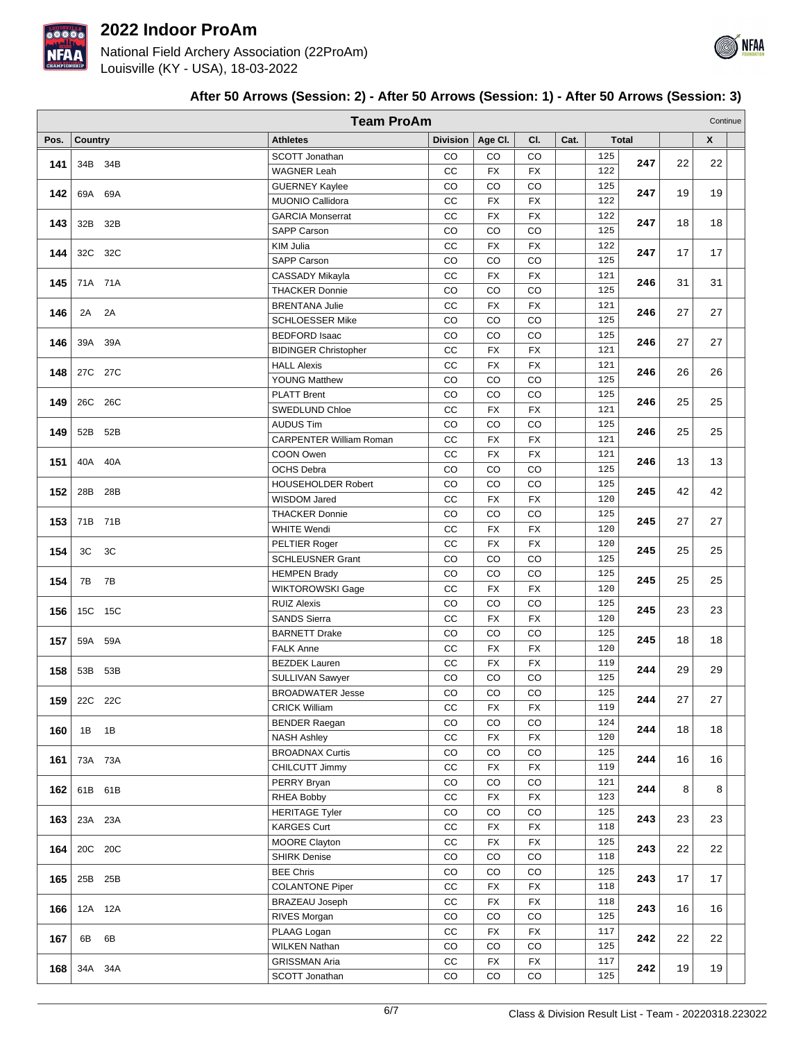# 2022 Indoor ProAm

National Field Archery Association (22ProAm)
Louisville (KY - USA), 18-03-2022

## After 50 Arrows (Session: 2) - After 50 Arrows (Session: 1) - After 50 Arrows (Session: 3)

**Team ProAm** — Continue

| Pos. | Country | Athletes | Division | Age Cl. | Cl. | Cat. | Total | | | X |
|---|---|---|---|---|---|---|---|---|---|---|
| 141 | 34B 34B | SCOTT Jonathan | CO | CO | CO | | 125 | 247 | 22 | 22 |
| | | WAGNER Leah | CC | FX | FX | | 122 | | | |
| 142 | 69A 69A | GUERNEY Kaylee | CO | CO | CO | | 125 | 247 | 19 | 19 |
| | | MUONIO Callidora | CC | FX | FX | | 122 | | | |
| 143 | 32B 32B | GARCIA Monserrat | CC | FX | FX | | 122 | 247 | 18 | 18 |
| | | SAPP Carson | CO | CO | CO | | 125 | | | |
| 144 | 32C 32C | KIM Julia | CC | FX | FX | | 122 | 247 | 17 | 17 |
| | | SAPP Carson | CO | CO | CO | | 125 | | | |
| 145 | 71A 71A | CASSADY Mikayla | CC | FX | FX | | 121 | 246 | 31 | 31 |
| | | THACKER Donnie | CO | CO | CO | | 125 | | | |
| 146 | 2A 2A | BRENTANA Julie | CC | FX | FX | | 121 | 246 | 27 | 27 |
| | | SCHLOESSER Mike | CO | CO | CO | | 125 | | | |
| 146 | 39A 39A | BEDFORD Isaac | CO | CO | CO | | 125 | 246 | 27 | 27 |
| | | BIDINGER Christopher | CC | FX | FX | | 121 | | | |
| 148 | 27C 27C | HALL Alexis | CC | FX | FX | | 121 | 246 | 26 | 26 |
| | | YOUNG Matthew | CO | CO | CO | | 125 | | | |
| 149 | 26C 26C | PLATT Brent | CO | CO | CO | | 125 | 246 | 25 | 25 |
| | | SWEDLUND Chloe | CC | FX | FX | | 121 | | | |
| 149 | 52B 52B | AUDUS Tim | CO | CO | CO | | 125 | 246 | 25 | 25 |
| | | CARPENTER William Roman | CC | FX | FX | | 121 | | | |
| 151 | 40A 40A | COON Owen | CC | FX | FX | | 121 | 246 | 13 | 13 |
| | | OCHS Debra | CO | CO | CO | | 125 | | | |
| 152 | 28B 28B | HOUSEHOLDER Robert | CO | CO | CO | | 125 | 245 | 42 | 42 |
| | | WISDOM Jared | CC | FX | FX | | 120 | | | |
| 153 | 71B 71B | THACKER Donnie | CO | CO | CO | | 125 | 245 | 27 | 27 |
| | | WHITE Wendi | CC | FX | FX | | 120 | | | |
| 154 | 3C 3C | PELTIER Roger | CC | FX | FX | | 120 | 245 | 25 | 25 |
| | | SCHLEUSNER Grant | CO | CO | CO | | 125 | | | |
| 154 | 7B 7B | HEMPEN Brady | CO | CO | CO | | 125 | 245 | 25 | 25 |
| | | WIKTOROWSKI Gage | CC | FX | FX | | 120 | | | |
| 156 | 15C 15C | RUIZ Alexis | CO | CO | CO | | 125 | 245 | 23 | 23 |
| | | SANDS Sierra | CC | FX | FX | | 120 | | | |
| 157 | 59A 59A | BARNETT Drake | CO | CO | CO | | 125 | 245 | 18 | 18 |
| | | FALK Anne | CC | FX | FX | | 120 | | | |
| 158 | 53B 53B | BEZDEK Lauren | CC | FX | FX | | 119 | 244 | 29 | 29 |
| | | SULLIVAN Sawyer | CO | CO | CO | | 125 | | | |
| 159 | 22C 22C | BROADWATER Jesse | CO | CO | CO | | 125 | 244 | 27 | 27 |
| | | CRICK William | CC | FX | FX | | 119 | | | |
| 160 | 1B 1B | BENDER Raegan | CO | CO | CO | | 124 | 244 | 18 | 18 |
| | | NASH Ashley | CC | FX | FX | | 120 | | | |
| 161 | 73A 73A | BROADNAX Curtis | CO | CO | CO | | 125 | 244 | 16 | 16 |
| | | CHILCUTT Jimmy | CC | FX | FX | | 119 | | | |
| 162 | 61B 61B | PERRY Bryan | CO | CO | CO | | 121 | 244 | 8 | 8 |
| | | RHEA Bobby | CC | FX | FX | | 123 | | | |
| 163 | 23A 23A | HERITAGE Tyler | CO | CO | CO | | 125 | 243 | 23 | 23 |
| | | KARGES Curt | CC | FX | FX | | 118 | | | |
| 164 | 20C 20C | MOORE Clayton | CC | FX | FX | | 125 | 243 | 22 | 22 |
| | | SHIRK Denise | CO | CO | CO | | 118 | | | |
| 165 | 25B 25B | BEE Chris | CO | CO | CO | | 125 | 243 | 17 | 17 |
| | | COLANTONE Piper | CC | FX | FX | | 118 | | | |
| 166 | 12A 12A | BRAZEAU Joseph | CC | FX | FX | | 118 | 243 | 16 | 16 |
| | | RIVES Morgan | CO | CO | CO | | 125 | | | |
| 167 | 6B 6B | PLAAG Logan | CC | FX | FX | | 117 | 242 | 22 | 22 |
| | | WILKEN Nathan | CO | CO | CO | | 125 | | | |
| 168 | 34A 34A | GRISSMAN Aria | CC | FX | FX | | 117 | 242 | 19 | 19 |
| | | SCOTT Jonathan | CO | CO | CO | | 125 | | | |

Class & Division Result List - Team - 20220318.223022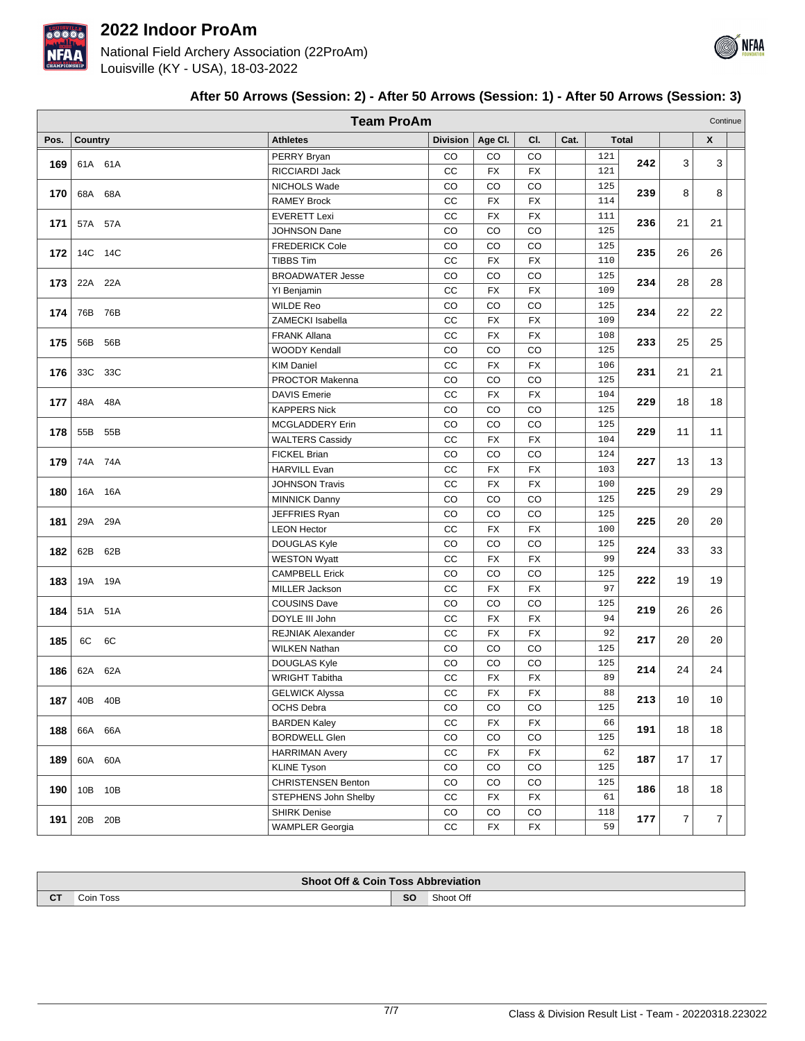# 2022 Indoor ProAm

National Field Archery Association (22ProAm)
Louisville (KY - USA), 18-03-2022

### After 50 Arrows (Session: 2) - After 50 Arrows (Session: 1) - After 50 Arrows (Session: 3)

**Team ProAm** Continue

| Pos. | Country | Athletes | Division | Age Cl. | Cl. | Cat. | Total | | | X |
|---|---|---|---|---|---|---|---|---|---|---|
| 169 | 61A 61A | PERRY Bryan | CO | CO | CO | | 121 | 242 | 3 | 3 |
| | | RICCIARDI Jack | CC | FX | FX | | 121 | | | |
| 170 | 68A 68A | NICHOLS Wade | CO | CO | CO | | 125 | 239 | 8 | 8 |
| | | RAMEY Brock | CC | FX | FX | | 114 | | | |
| 171 | 57A 57A | EVERETT Lexi | CC | FX | FX | | 111 | 236 | 21 | 21 |
| | | JOHNSON Dane | CO | CO | CO | | 125 | | | |
| 172 | 14C 14C | FREDERICK Cole | CO | CO | CO | | 125 | 235 | 26 | 26 |
| | | TIBBS Tim | CC | FX | FX | | 110 | | | |
| 173 | 22A 22A | BROADWATER Jesse | CO | CO | CO | | 125 | 234 | 28 | 28 |
| | | YI Benjamin | CC | FX | FX | | 109 | | | |
| 174 | 76B 76B | WILDE Reo | CO | CO | CO | | 125 | 234 | 22 | 22 |
| | | ZAMECKI Isabella | CC | FX | FX | | 109 | | | |
| 175 | 56B 56B | FRANK Allana | CC | FX | FX | | 108 | 233 | 25 | 25 |
| | | WOODY Kendall | CO | CO | CO | | 125 | | | |
| 176 | 33C 33C | KIM Daniel | CC | FX | FX | | 106 | 231 | 21 | 21 |
| | | PROCTOR Makenna | CO | CO | CO | | 125 | | | |
| 177 | 48A 48A | DAVIS Emerie | CC | FX | FX | | 104 | 229 | 18 | 18 |
| | | KAPPERS Nick | CO | CO | CO | | 125 | | | |
| 178 | 55B 55B | MCGLADDERY Erin | CO | CO | CO | | 125 | 229 | 11 | 11 |
| | | WALTERS Cassidy | CC | FX | FX | | 104 | | | |
| 179 | 74A 74A | FICKEL Brian | CO | CO | CO | | 124 | 227 | 13 | 13 |
| | | HARVILL Evan | CC | FX | FX | | 103 | | | |
| 180 | 16A 16A | JOHNSON Travis | CC | FX | FX | | 100 | 225 | 29 | 29 |
| | | MINNICK Danny | CO | CO | CO | | 125 | | | |
| 181 | 29A 29A | JEFFRIES Ryan | CO | CO | CO | | 125 | 225 | 20 | 20 |
| | | LEON Hector | CC | FX | FX | | 100 | | | |
| 182 | 62B 62B | DOUGLAS Kyle | CO | CO | CO | | 125 | 224 | 33 | 33 |
| | | WESTON Wyatt | CC | FX | FX | | 99 | | | |
| 183 | 19A 19A | CAMPBELL Erick | CO | CO | CO | | 125 | 222 | 19 | 19 |
| | | MILLER Jackson | CC | FX | FX | | 97 | | | |
| 184 | 51A 51A | COUSINS Dave | CO | CO | CO | | 125 | 219 | 26 | 26 |
| | | DOYLE III John | CC | FX | FX | | 94 | | | |
| 185 | 6C 6C | REJNIAK Alexander | CC | FX | FX | | 92 | 217 | 20 | 20 |
| | | WILKEN Nathan | CO | CO | CO | | 125 | | | |
| 186 | 62A 62A | DOUGLAS Kyle | CO | CO | CO | | 125 | 214 | 24 | 24 |
| | | WRIGHT Tabitha | CC | FX | FX | | 89 | | | |
| 187 | 40B 40B | GELWICK Alyssa | CC | FX | FX | | 88 | 213 | 10 | 10 |
| | | OCHS Debra | CO | CO | CO | | 125 | | | |
| 188 | 66A 66A | BARDEN Kaley | CC | FX | FX | | 66 | 191 | 18 | 18 |
| | | BORDWELL Glen | CO | CO | CO | | 125 | | | |
| 189 | 60A 60A | HARRIMAN Avery | CC | FX | FX | | 62 | 187 | 17 | 17 |
| | | KLINE Tyson | CO | CO | CO | | 125 | | | |
| 190 | 10B 10B | CHRISTENSEN Benton | CO | CO | CO | | 125 | 186 | 18 | 18 |
| | | STEPHENS John Shelby | CC | FX | FX | | 61 | | | |
| 191 | 20B 20B | SHIRK Denise | CO | CO | CO | | 118 | 177 | 7 | 7 |
| | | WAMPLER Georgia | CC | FX | FX | | 59 | | | |

| Shoot Off & Coin Toss Abbreviation | | | |
|---|---|---|---|
| CT | Coin Toss | SO | Shoot Off |

Class & Division Result List - Team - 20220318.223022